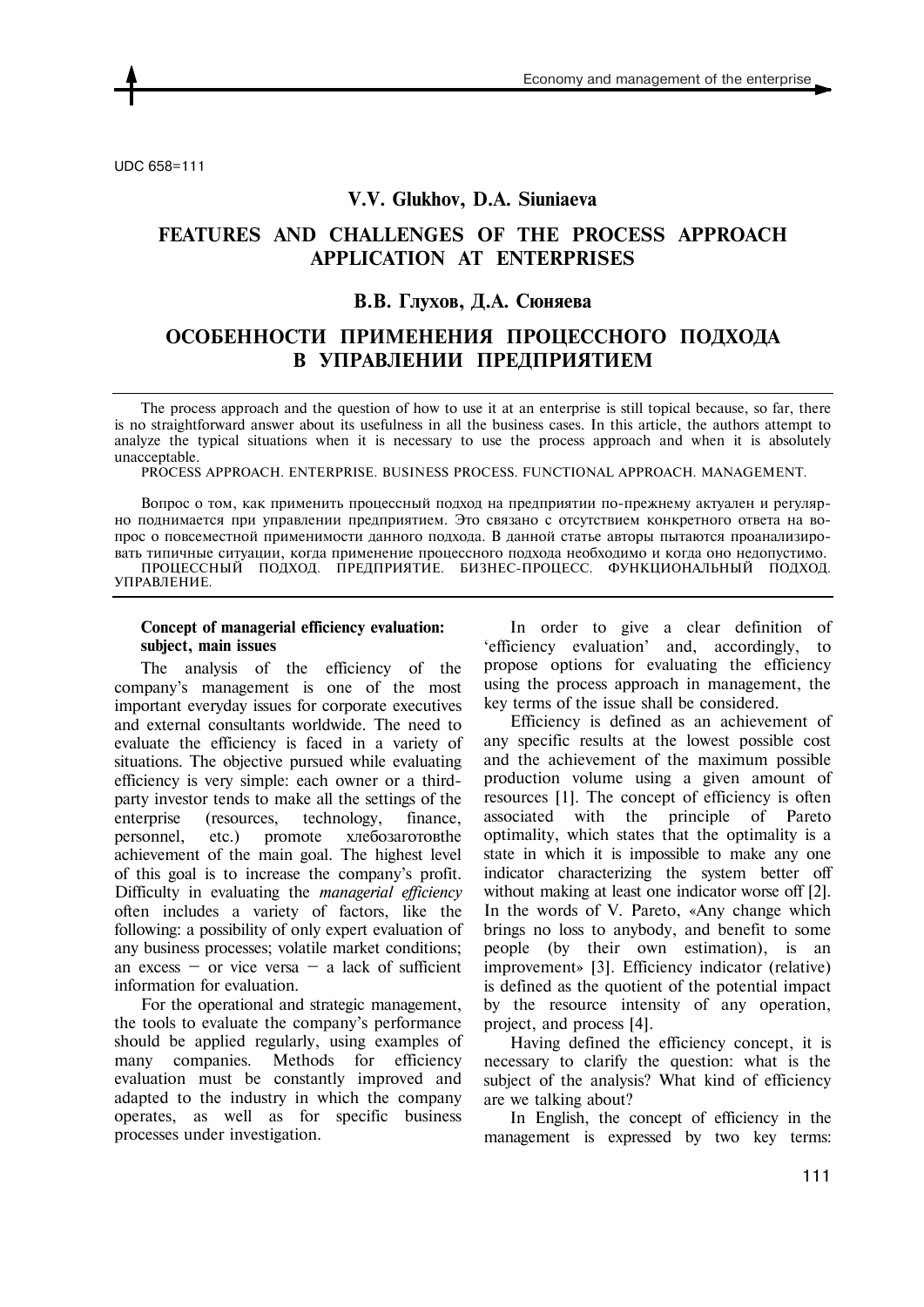UDC 658=111

**V.V. Glukhov, D.A. Siuniaeva**

# FEATURES AND CHALLENGES OF THE PROCESS APPROACH APPLICATION AT ENTERPRISES

**В.В. Глухов, Д.А. Сюняева**

# ОСОБЕННОСТИ ПРИМЕНЕНИЯ ПРОЦЕССНОГО ПОДХОДА В УПРАВЛЕНИИ ПРЕДПРИЯТИЕМ

The process approach and the question of how to use it at an enterprise is still topical because, so far, there is no straightforward answer about its usefulness in all the business cases. In this article, the authors attempt to analyze the typical situations when it is necessary to use the process approach and when it is absolutely unacceptable.

PROCESS APPROACH. ENTERPRISE. BUSINESS PROCESS. FUNCTIONAL APPROACH. MANAGEMENT.

Вопрос о том, как применить процессный подход на предприятии по-прежнему актуален и регулярно поднимается при управлении предприятием. Это связано с отсутствием конкретного ответа на вопрос о повсеместной применимости данного подхода. В данной статье авторы пытаются проанализировать типичные ситуации, когда применение процессного подхода необходимо и когда оно недопустимо.

ПРОЦЕССНЫЙ ПОДХОД. ПРЕДПРИЯТИЕ. БИЗНЕС-ПРОЦЕСС. ФУНКЦИОНАЛЬНЫЙ ПОДХОД. УПРАВЛЕНИЕ.

### Concept of managerial efficiency evaluation: subject, main issues

The analysis of the efficiency of the company's management is one of the most important everyday issues for corporate executives and external consultants worldwide. The need to evaluate the efficiency is faced in a variety of situations. The objective pursued while evaluating efficiency is very simple: each owner or a third-party investor tends to make all the settings of the enterprise (resources, technology, finance, personnel, etc.) promote хлебозаготовthe achievement of the main goal. The highest level of this goal is to increase the company's profit. Difficulty in evaluating the *managerial efficiency* often includes a variety of factors, like the following: a possibility of only expert evaluation of any business processes; volatile market conditions; an excess – or vice versa – a lack of sufficient information for evaluation.

For the operational and strategic management, the tools to evaluate the company's performance should be applied regularly, using examples of many companies. Methods for efficiency evaluation must be constantly improved and adapted to the industry in which the company operates, as well as for specific business processes under investigation.

In order to give a clear definition of 'efficiency evaluation' and, accordingly, to propose options for evaluating the efficiency using the process approach in management, the key terms of the issue shall be considered.

Efficiency is defined as an achievement of any specific results at the lowest possible cost and the achievement of the maximum possible production volume using a given amount of resources [1]. The concept of efficiency is often associated with the principle of Pareto optimality, which states that the optimality is a state in which it is impossible to make any one indicator characterizing the system better off without making at least one indicator worse off [2]. In the words of V. Pareto, «Any change which brings no loss to anybody, and benefit to some people (by their own estimation), is an improvement» [3]. Efficiency indicator (relative) is defined as the quotient of the potential impact by the resource intensity of any operation, project, and process [4].

Having defined the efficiency concept, it is necessary to clarify the question: what is the subject of the analysis? What kind of efficiency are we talking about?

In English, the concept of efficiency in the management is expressed by two key terms: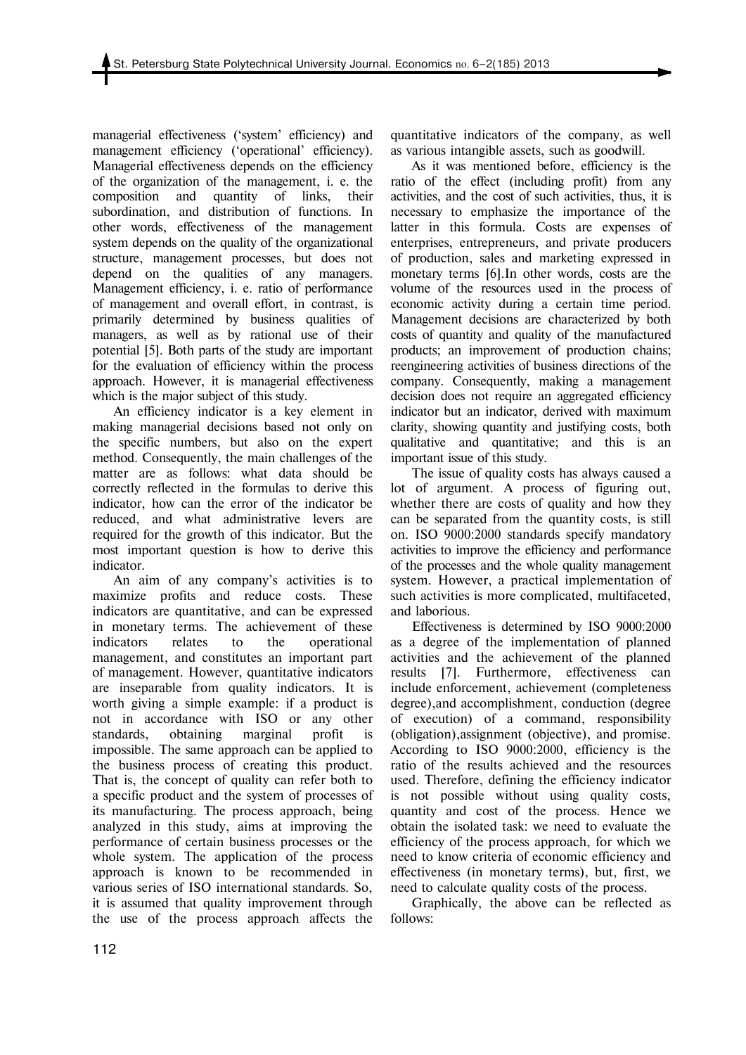managerial effectiveness ('system' efficiency) and management efficiency ('operational' efficiency). Managerial effectiveness depends on the efficiency of the organization of the management, i. e. the composition and quantity of links, their subordination, and distribution of functions. In other words, effectiveness of the management system depends on the quality of the organizational structure, management processes, but does not depend on the qualities of any managers. Management efficiency, i. e. ratio of performance of management and overall effort, in contrast, is primarily determined by business qualities of managers, as well as by rational use of their potential [5]. Both parts of the study are important for the evaluation of efficiency within the process approach. However, it is managerial effectiveness which is the major subject of this study.

An efficiency indicator is a key element in making managerial decisions based not only on the specific numbers, but also on the expert method. Consequently, the main challenges of the matter are as follows: what data should be correctly reflected in the formulas to derive this indicator, how can the error of the indicator be reduced, and what administrative levers are required for the growth of this indicator. But the most important question is how to derive this indicator.

An aim of any company's activities is to maximize profits and reduce costs. These indicators are quantitative, and can be expressed in monetary terms. The achievement of these indicators relates to the operational management, and constitutes an important part of management. However, quantitative indicators are inseparable from quality indicators. It is worth giving a simple example: if a product is not in accordance with ISO or any other standards, obtaining marginal profit is impossible. The same approach can be applied to the business process of creating this product. That is, the concept of quality can refer both to a specific product and the system of processes of its manufacturing. The process approach, being analyzed in this study, aims at improving the performance of certain business processes or the whole system. The application of the process approach is known to be recommended in various series of ISO international standards. So, it is assumed that quality improvement through the use of the process approach affects the quantitative indicators of the company, as well as various intangible assets, such as goodwill.

As it was mentioned before, efficiency is the ratio of the effect (including profit) from any activities, and the cost of such activities, thus, it is necessary to emphasize the importance of the latter in this formula. Costs are expenses of enterprises, entrepreneurs, and private producers of production, sales and marketing expressed in monetary terms [6].In other words, costs are the volume of the resources used in the process of economic activity during a certain time period. Management decisions are characterized by both costs of quantity and quality of the manufactured products; an improvement of production chains; reengineering activities of business directions of the company. Consequently, making a management decision does not require an aggregated efficiency indicator but an indicator, derived with maximum clarity, showing quantity and justifying costs, both qualitative and quantitative; and this is an important issue of this study.

The issue of quality costs has always caused a lot of argument. A process of figuring out, whether there are costs of quality and how they can be separated from the quantity costs, is still on. ISO 9000:2000 standards specify mandatory activities to improve the efficiency and performance of the processes and the whole quality management system. However, a practical implementation of such activities is more complicated, multifaceted, and laborious.

Effectiveness is determined by ISO 9000:2000 as a degree of the implementation of planned activities and the achievement of the planned results [7]. Furthermore, effectiveness can include enforcement, achievement (completeness degree),and accomplishment, conduction (degree of execution) of a command, responsibility (obligation),assignment (objective), and promise. According to ISO 9000:2000, efficiency is the ratio of the results achieved and the resources used. Therefore, defining the efficiency indicator is not possible without using quality costs, quantity and cost of the process. Hence we obtain the isolated task: we need to evaluate the efficiency of the process approach, for which we need to know criteria of economic efficiency and effectiveness (in monetary terms), but, first, we need to calculate quality costs of the process.

Graphically, the above can be reflected as follows: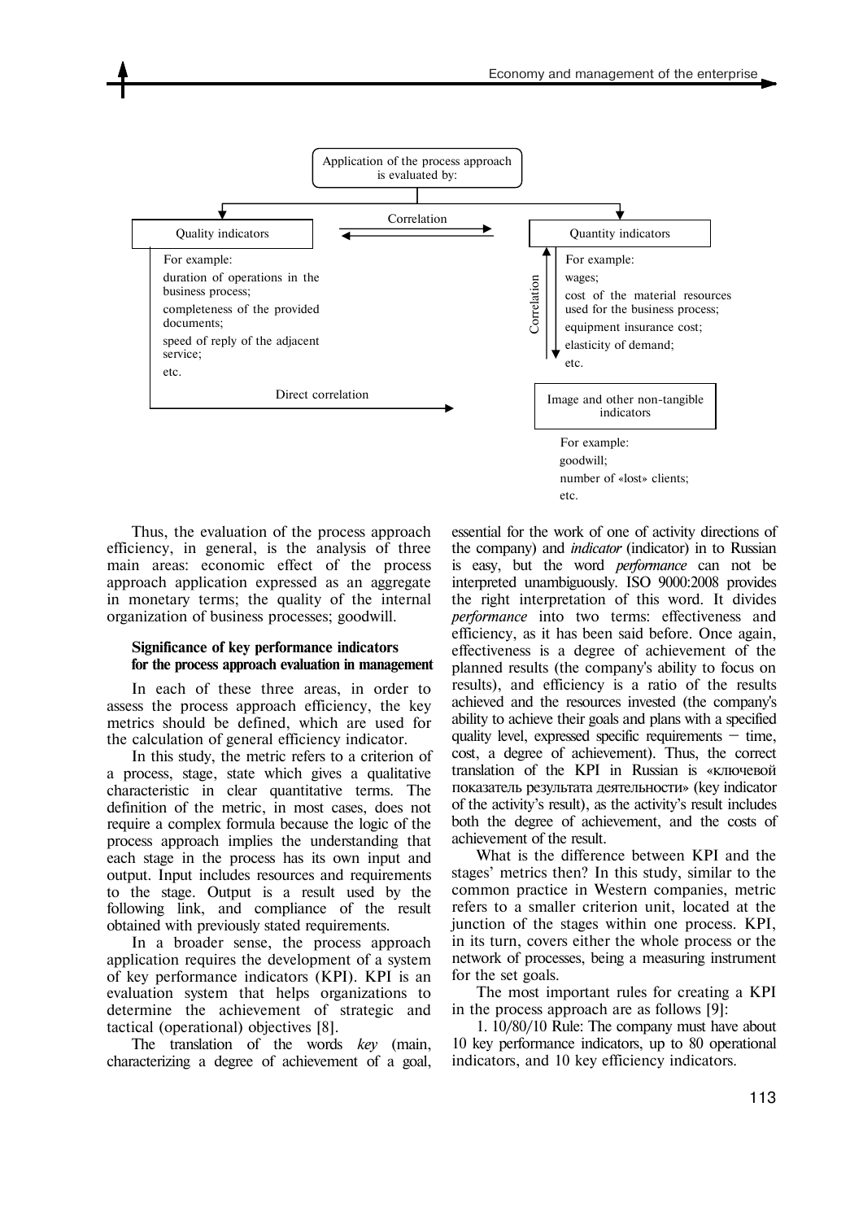Application of the process approach is evaluated by:

Quality indicators

For example:
duration of operations in the business process;
completeness of the provided documents;
speed of reply of the adjacent service;
etc.

Correlation

Quantity indicators

For example:
wages;
cost of the material resources used for the business process;
equipment insurance cost;
elasticity of demand;
etc.

Correlation

Direct correlation

Image and other non-tangible indicators

For example:
goodwill;
number of «lost» clients;
etc.

Thus, the evaluation of the process approach efficiency, in general, is the analysis of three main areas: economic effect of the process approach application expressed as an aggregate in monetary terms; the quality of the internal organization of business processes; goodwill.

### Significance of key performance indicators for the process approach evaluation in management

In each of these three areas, in order to assess the process approach efficiency, the key metrics should be defined, which are used for the calculation of general efficiency indicator.

In this study, the metric refers to a criterion of a process, stage, state which gives a qualitative characteristic in clear quantitative terms. The definition of the metric, in most cases, does not require a complex formula because the logic of the process approach implies the understanding that each stage in the process has its own input and output. Input includes resources and requirements to the stage. Output is a result used by the following link, and compliance of the result obtained with previously stated requirements.

In a broader sense, the process approach application requires the development of a system of key performance indicators (KPI). KPI is an evaluation system that helps organizations to determine the achievement of strategic and tactical (operational) objectives [8].

The translation of the words *key* (main, characterizing a degree of achievement of a goal, essential for the work of one of activity directions of the company) and *indicator* (indicator) in to Russian is easy, but the word *performance* can not be interpreted unambiguously. ISO 9000:2008 provides the right interpretation of this word. It divides *performance* into two terms: effectiveness and efficiency, as it has been said before. Once again, effectiveness is a degree of achievement of the planned results (the company's ability to focus on results), and efficiency is a ratio of the results achieved and the resources invested (the company's ability to achieve their goals and plans with a specified quality level, expressed specific requirements – time, cost, a degree of achievement). Thus, the correct translation of the KPI in Russian is «ключевой показатель результата деятельности» (key indicator of the activity's result), as the activity's result includes both the degree of achievement, and the costs of achievement of the result.

What is the difference between KPI and the stages' metrics then? In this study, similar to the common practice in Western companies, metric refers to a smaller criterion unit, located at the junction of the stages within one process. KPI, in its turn, covers either the whole process or the network of processes, being a measuring instrument for the set goals.

The most important rules for creating a KPI in the process approach are as follows [9]:

1. 10/80/10 Rule: The company must have about 10 key performance indicators, up to 80 operational indicators, and 10 key efficiency indicators.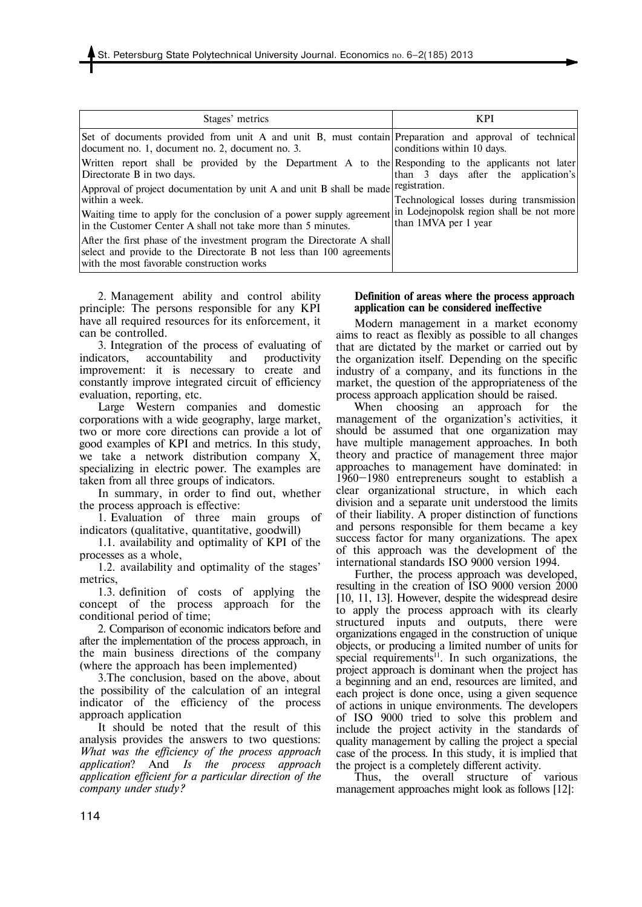| Stages' metrics | KPI |
|---|---|
| Set of documents provided from unit A and unit B, must contain document no. 1, document no. 2, document no. 3. | Preparation and approval of technical conditions within 10 days. |
| Written report shall be provided by the Department A to the Directorate B in two days. | Responding to the applicants not later than 3 days after the application's registration. |
| Approval of project documentation by unit A and unit B shall be made within a week. | Technological losses during transmission in Lodejnopolsk region shall be not more than 1MVA per 1 year |
| Waiting time to apply for the conclusion of a power supply agreement in the Customer Center A shall not take more than 5 minutes. | |
| After the first phase of the investment program the Directorate A shall select and provide to the Directorate B not less than 100 agreements with the most favorable construction works | |

2. Management ability and control ability principle: The persons responsible for any KPI have all required resources for its enforcement, it can be controlled.

3. Integration of the process of evaluating of indicators, accountability and productivity improvement: it is necessary to create and constantly improve integrated circuit of efficiency evaluation, reporting, etc.

Large Western companies and domestic corporations with a wide geography, large market, two or more core directions can provide a lot of good examples of KPI and metrics. In this study, we take a network distribution company X, specializing in electric power. The examples are taken from all three groups of indicators.

In summary, in order to find out, whether the process approach is effective:

1. Evaluation of three main groups of indicators (qualitative, quantitative, goodwill)

1.1. availability and optimality of KPI of the processes as a whole,

1.2. availability and optimality of the stages' metrics,

1.3. definition of costs of applying the concept of the process approach for the conditional period of time;

2. Comparison of economic indicators before and after the implementation of the process approach, in the main business directions of the company (where the approach has been implemented)

3.The conclusion, based on the above, about the possibility of the calculation of an integral indicator of the efficiency of the process approach application

It should be noted that the result of this analysis provides the answers to two questions: *What was the efficiency of the process approach application*? And *Is the process approach application efficient for a particular direction of the company under study?*

**Definition of areas where the process approach application can be considered ineffective**

Modern management in a market economy aims to react as flexibly as possible to all changes that are dictated by the market or carried out by the organization itself. Depending on the specific industry of a company, and its functions in the market, the question of the appropriateness of the process approach application should be raised.

When choosing an approach for the management of the organization's activities, it should be assumed that one organization may have multiple management approaches. In both theory and practice of management three major approaches to management have dominated: in 1960–1980 entrepreneurs sought to establish a clear organizational structure, in which each division and a separate unit understood the limits of their liability. A proper distinction of functions and persons responsible for them became a key success factor for many organizations. The apex of this approach was the development of the international standards ISO 9000 version 1994.

Further, the process approach was developed, resulting in the creation of ISO 9000 version 2000 [10, 11, 13]. However, despite the widespread desire to apply the process approach with its clearly structured inputs and outputs, there were organizations engaged in the construction of unique objects, or producing a limited number of units for special requirements[11]. In such organizations, the project approach is dominant when the project has a beginning and an end, resources are limited, and each project is done once, using a given sequence of actions in unique environments. The developers of ISO 9000 tried to solve this problem and include the project activity in the standards of quality management by calling the project a special case of the process. In this study, it is implied that the project is a completely different activity.

Thus, the overall structure of various management approaches might look as follows [12]: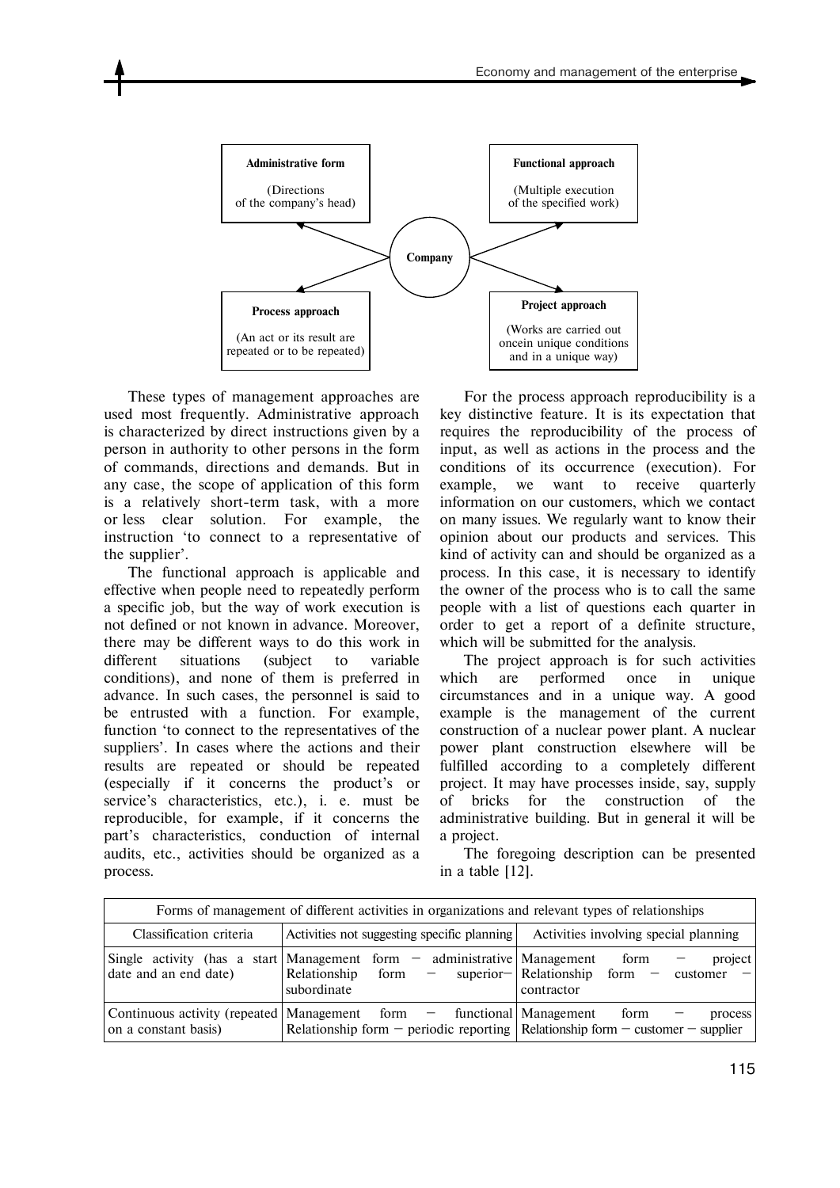**Administrative form**

(Directions of the company's head)

**Functional approach**

(Multiple execution of the specified work)

**Company**

**Process approach**

(An act or its result are repeated or to be repeated)

**Project approach**

(Works are carried out oncein unique conditions and in a unique way)

These types of management approaches are used most frequently. Administrative approach is characterized by direct instructions given by a person in authority to other persons in the form of commands, directions and demands. But in any case, the scope of application of this form is a relatively short-term task, with a more or less clear solution. For example, the instruction 'to connect to a representative of the supplier'.

The functional approach is applicable and effective when people need to repeatedly perform a specific job, but the way of work execution is not defined or not known in advance. Moreover, there may be different ways to do this work in different situations (subject to variable conditions), and none of them is preferred in advance. In such cases, the personnel is said to be entrusted with a function. For example, function 'to connect to the representatives of the suppliers'. In cases where the actions and their results are repeated or should be repeated (especially if it concerns the product's or service's characteristics, etc.), i. e. must be reproducible, for example, if it concerns the part's characteristics, conduction of internal audits, etc., activities should be organized as a process.

For the process approach reproducibility is a key distinctive feature. It is its expectation that requires the reproducibility of the process of input, as well as actions in the process and the conditions of its occurrence (execution). For example, we want to receive quarterly information on our customers, which we contact on many issues. We regularly want to know their opinion about our products and services. This kind of activity can and should be organized as a process. In this case, it is necessary to identify the owner of the process who is to call the same people with a list of questions each quarter in order to get a report of a definite structure, which will be submitted for the analysis.

The project approach is for such activities which are performed once in unique circumstances and in a unique way. A good example is the management of the current construction of a nuclear power plant. A nuclear power plant construction elsewhere will be fulfilled according to a completely different project. It may have processes inside, say, supply of bricks for the construction of the administrative building. But in general it will be a project.

The foregoing description can be presented in a table [12].

Forms of management of different activities in organizations and relevant types of relationships

| Classification criteria | Activities not suggesting specific planning | Activities involving special planning |
|---|---|---|
| Single activity (has a start date and an end date) | Management form – administrative Relationship form – superior–subordinate | Management form – project Relationship form – customer – contractor |
| Continuous activity (repeated on a constant basis) | Management form – functional Relationship form – periodic reporting | Management form – process Relationship form – customer – supplier |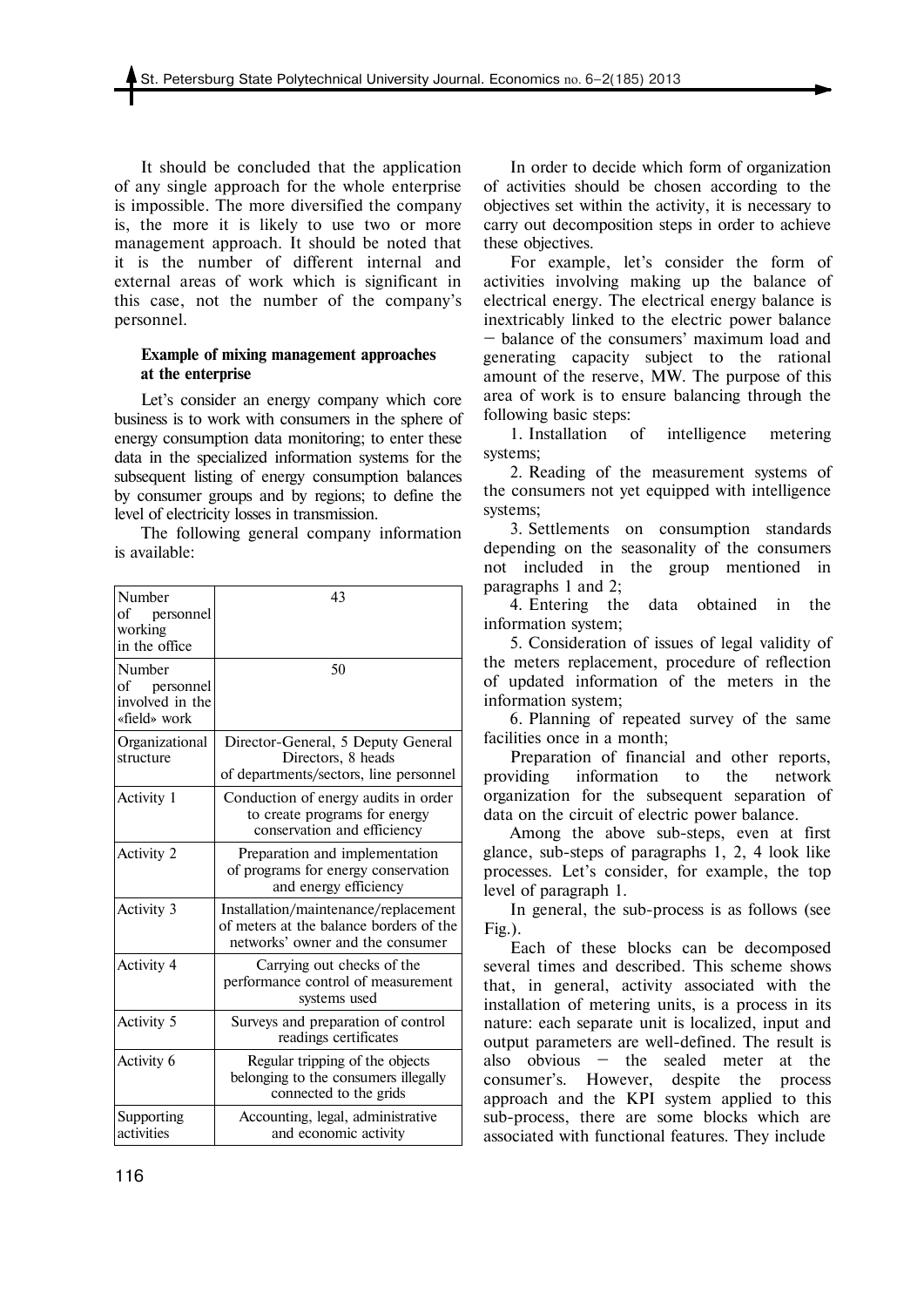It should be concluded that the application of any single approach for the whole enterprise is impossible. The more diversified the company is, the more it is likely to use two or more management approach. It should be noted that it is the number of different internal and external areas of work which is significant in this case, not the number of the company's personnel.

### Example of mixing management approaches at the enterprise

Let's consider an energy company which core business is to work with consumers in the sphere of energy consumption data monitoring; to enter these data in the specialized information systems for the subsequent listing of energy consumption balances by consumer groups and by regions; to define the level of electricity losses in transmission.

The following general company information is available:

| | |
|---|---|
| Number of personnel working in the office | 43 |
| Number of personnel involved in the «field» work | 50 |
| Organizational structure | Director-General, 5 Deputy General Directors, 8 heads of departments/sectors, line personnel |
| Activity 1 | Conduction of energy audits in order to create programs for energy conservation and efficiency |
| Activity 2 | Preparation and implementation of programs for energy conservation and energy efficiency |
| Activity 3 | Installation/maintenance/replacement of meters at the balance borders of the networks' owner and the consumer |
| Activity 4 | Carrying out checks of the performance control of measurement systems used |
| Activity 5 | Surveys and preparation of control readings certificates |
| Activity 6 | Regular tripping of the objects belonging to the consumers illegally connected to the grids |
| Supporting activities | Accounting, legal, administrative and economic activity |

In order to decide which form of organization of activities should be chosen according to the objectives set within the activity, it is necessary to carry out decomposition steps in order to achieve these objectives.

For example, let's consider the form of activities involving making up the balance of electrical energy. The electrical energy balance is inextricably linked to the electric power balance – balance of the consumers' maximum load and generating capacity subject to the rational amount of the reserve, MW. The purpose of this area of work is to ensure balancing through the following basic steps:

1. Installation of intelligence metering systems;
2. Reading of the measurement systems of the consumers not yet equipped with intelligence systems;
3. Settlements on consumption standards depending on the seasonality of the consumers not included in the group mentioned in paragraphs 1 and 2;
4. Entering the data obtained in the information system;
5. Consideration of issues of legal validity of the meters replacement, procedure of reflection of updated information of the meters in the information system;
6. Planning of repeated survey of the same facilities once in a month;

Preparation of financial and other reports, providing information to the network organization for the subsequent separation of data on the circuit of electric power balance.

Among the above sub-steps, even at first glance, sub-steps of paragraphs 1, 2, 4 look like processes. Let's consider, for example, the top level of paragraph 1.

In general, the sub-process is as follows (see Fig.).

Each of these blocks can be decomposed several times and described. This scheme shows that, in general, activity associated with the installation of metering units, is a process in its nature: each separate unit is localized, input and output parameters are well-defined. The result is also obvious – the sealed meter at the consumer's. However, despite the process approach and the KPI system applied to this sub-process, there are some blocks which are associated with functional features. They include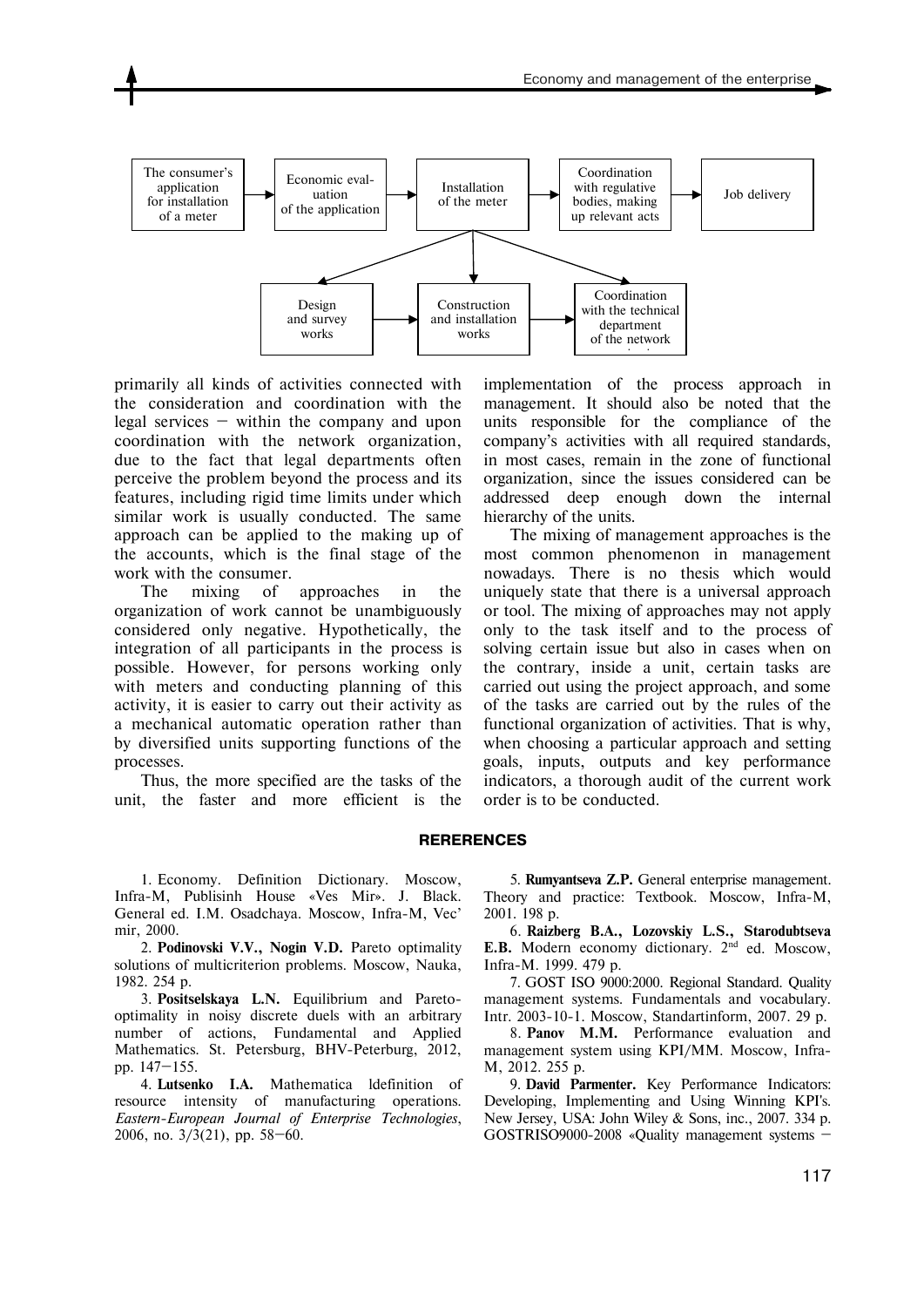The consumer's application for installation of a meter → Economic evaluation of the application → Installation of the meter → Coordination with regulative bodies, making up relevant acts → Job delivery

Installation of the meter → Design and survey works → Construction and installation works → Coordination with the technical department of the network

primarily all kinds of activities connected with the consideration and coordination with the legal services – within the company and upon coordination with the network organization, due to the fact that legal departments often perceive the problem beyond the process and its features, including rigid time limits under which similar work is usually conducted. The same approach can be applied to the making up of the accounts, which is the final stage of the work with the consumer.

The mixing of approaches in the organization of work cannot be unambiguously considered only negative. Hypothetically, the integration of all participants in the process is possible. However, for persons working only with meters and conducting planning of this activity, it is easier to carry out their activity as a mechanical automatic operation rather than by diversified units supporting functions of the processes.

Thus, the more specified are the tasks of the unit, the faster and more efficient is the implementation of the process approach in management. It should also be noted that the units responsible for the compliance of the company's activities with all required standards, in most cases, remain in the zone of functional organization, since the issues considered can be addressed deep enough down the internal hierarchy of the units.

The mixing of management approaches is the most common phenomenon in management nowadays. There is no thesis which would uniquely state that there is a universal approach or tool. The mixing of approaches may not apply only to the task itself and to the process of solving certain issue but also in cases when on the contrary, inside a unit, certain tasks are carried out using the project approach, and some of the tasks are carried out by the rules of the functional organization of activities. That is why, when choosing a particular approach and setting goals, inputs, outputs and key performance indicators, a thorough audit of the current work order is to be conducted.

## RERERENCES

1. Economy. Definition Dictionary. Moscow, Infra-M, Publisinh House «Ves Mir». J. Black. General ed. I.M. Osadchaya. Moscow, Infra-M, Vec' mir, 2000.
2. **Podinovski V.V., Nogin V.D.** Pareto optimality solutions of multicriterion problems. Moscow, Nauka, 1982. 254 p.
3. **Positselskaya L.N.** Equilibrium and Pareto-optimality in noisy discrete duels with an arbitrary number of actions, Fundamental and Applied Mathematics. St. Petersburg, BHV-Peterburg, 2012, pp. 147–155.
4. **Lutsenko I.A.** Mathematica ldefinition of resource intensity of manufacturing operations. *Eastern-European Journal of Enterprise Technologies*, 2006, no. 3/3(21), pp. 58–60.
5. **Rumyantseva Z.P.** General enterprise management. Theory and practice: Textbook. Moscow, Infra-M, 2001. 198 p.
6. **Raizberg B.A., Lozovskiy L.S., Starodubtseva E.B.** Modern economy dictionary. 2nd ed. Moscow, Infra-M. 1999. 479 p.
7. GOST ISO 9000:2000. Regional Standard. Quality management systems. Fundamentals and vocabulary. Intr. 2003-10-1. Moscow, Standartinform, 2007. 29 p.
8. **Panov M.M.** Performance evaluation and management system using KPI/MM. Moscow, Infra-M, 2012. 255 p.
9. **David Parmenter.** Key Performance Indicators: Developing, Implementing and Using Winning KPI's. New Jersey, USA: John Wiley & Sons, inc., 2007. 334 p. GOSTRISO9000-2008 «Quality management systems –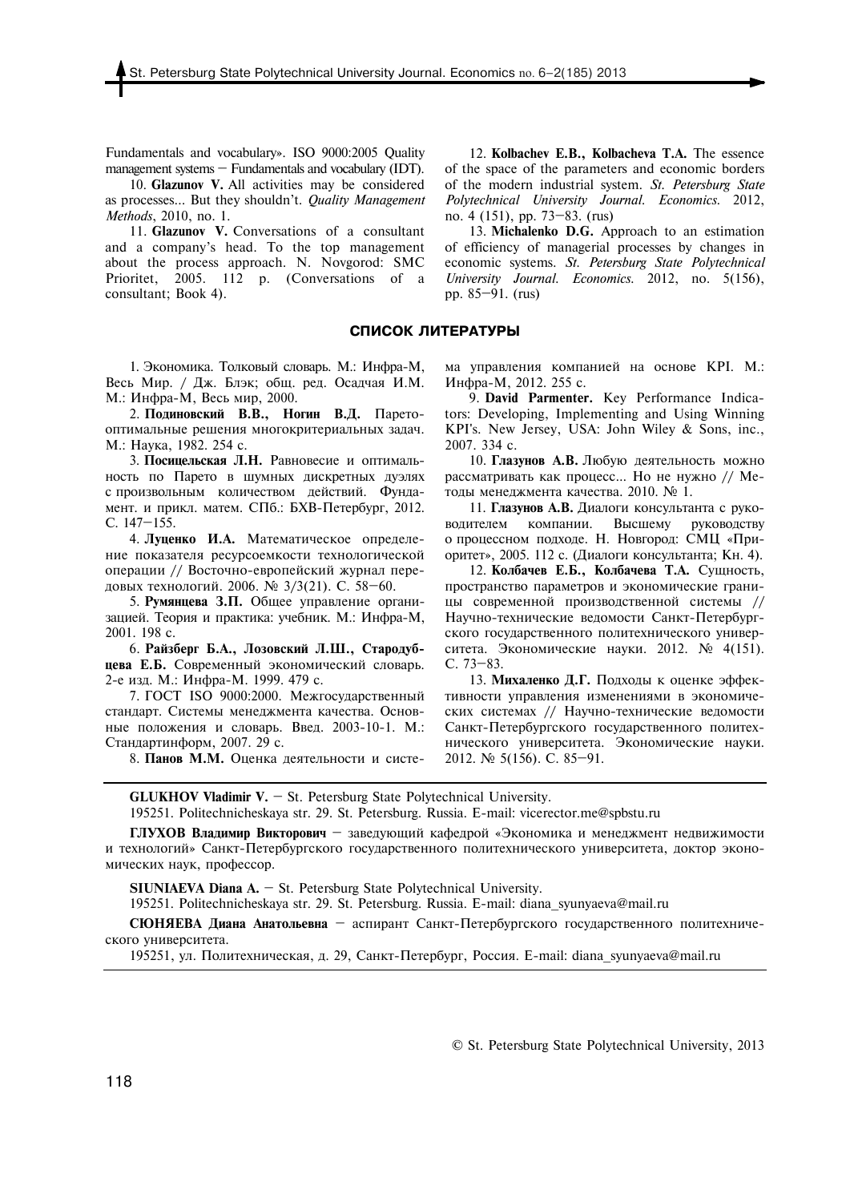Fundamentals and vocabulary». ISO 9000:2005 Quality management systems — Fundamentals and vocabulary (IDT).

10. **Glazunov V.** All activities may be considered as processes... But they shouldn't. *Quality Management Methods*, 2010, no. 1.

11. **Glazunov V.** Conversations of a consultant and a company's head. To the top management about the process approach. N. Novgorod: SMC Prioritet, 2005. 112 p. (Conversations of a consultant; Book 4).

12. **Kolbachev E.B., Kolbacheva T.A.** The essence of the space of the parameters and economic borders of the modern industrial system. *St. Petersburg State Polytechnical University Journal. Economics.* 2012, no. 4 (151), pp. 73—83. (rus)

13. **Michalenko D.G.** Approach to an estimation of efficiency of managerial processes by changes in economic systems. *St. Petersburg State Polytechnical University Journal. Economics.* 2012, no. 5(156), pp. 85—91. (rus)

## СПИСОК ЛИТЕРАТУРЫ

1. Экономика. Толковый словарь. М.: Инфра-М, Весь Мир. / Дж. Блэк; общ. ред. Осадчая И.М. М.: Инфра-М, Весь мир, 2000.

2. **Подиновский В.В., Ногин В.Д.** Парето-оптимальные решения многокритериальных задач. М.: Наука, 1982. 254 с.

3. **Посицельская Л.Н.** Равновесие и оптимальность по Парето в шумных дискретных дуэлях с произвольным количеством действий. Фундамент. и прикл. матем. СПб.: БХВ-Петербург, 2012. С. 147—155.

4. **Луценко И.А.** Математическое определение показателя ресурсоемкости технологической операции // Восточно-европейский журнал передовых технологий. 2006. № 3/3(21). С. 58—60.

5. **Румянцева З.П.** Общее управление организацией. Теория и практика: учебник. М.: Инфра-М, 2001. 198 с.

6. **Райзберг Б.А., Лозовский Л.Ш., Стародубцева Е.Б.** Современный экономический словарь. 2-е изд. М.: Инфра-М. 1999. 479 с.

7. ГОСТ ISO 9000:2000. Межгосударственный стандарт. Системы менеджмента качества. Основные положения и словарь. Введ. 2003-10-1. М.: Стандартинформ, 2007. 29 с.

8. **Панов М.М.** Оценка деятельности и система управления компанией на основе KPI. М.: Инфра-М, 2012. 255 с.

9. **David Parmenter.** Key Performance Indicators: Developing, Implementing and Using Winning KPI's. New Jersey, USA: John Wiley & Sons, inc., 2007. 334 с.

10. **Глазунов А.В.** Любую деятельность можно рассматривать как процесс... Но не нужно // Методы менеджмента качества. 2010. № 1.

11. **Глазунов А.В.** Диалоги консультанта с руководителем компании. Высшему руководству о процессном подходе. Н. Новгород: СМЦ «Приоритет», 2005. 112 с. (Диалоги консультанта; Кн. 4).

12. **Колбачев Е.Б., Колбачева Т.А.** Сущность, пространство параметров и экономические границы современной производственной системы // Научно-технические ведомости Санкт-Петербургского государственного политехнического университета. Экономические науки. 2012. № 4(151). С. 73—83.

13. **Михаленко Д.Г.** Подходы к оценке эффективности управления изменениями в экономических системах // Научно-технические ведомости Санкт-Петербургского государственного политехнического университета. Экономические науки. 2012. № 5(156). С. 85—91.

---

**GLUKHOV Vladimir V.** — St. Petersburg State Polytechnical University.

195251. Politechnicheskaya str. 29. St. Petersburg. Russia. E-mail: vicerector.me@spbstu.ru

**ГЛУХОВ Владимир Викторович** — заведующий кафедрой «Экономика и менеджмент недвижимости и технологий» Санкт-Петербургского государственного политехнического университета, доктор экономических наук, профессор.

**SIUNIAEVA Diana A.** — St. Petersburg State Polytechnical University.

195251. Politechnicheskaya str. 29. St. Petersburg. Russia. E-mail: diana_syunyaeva@mail.ru

**СЮНЯЕВА Диана Анатольевна** — аспирант Санкт-Петербургского государственного политехнического университета.

195251, ул. Политехническая, д. 29, Санкт-Петербург, Россия. E-mail: diana_syunyaeva@mail.ru

© St. Petersburg State Polytechnical University, 2013